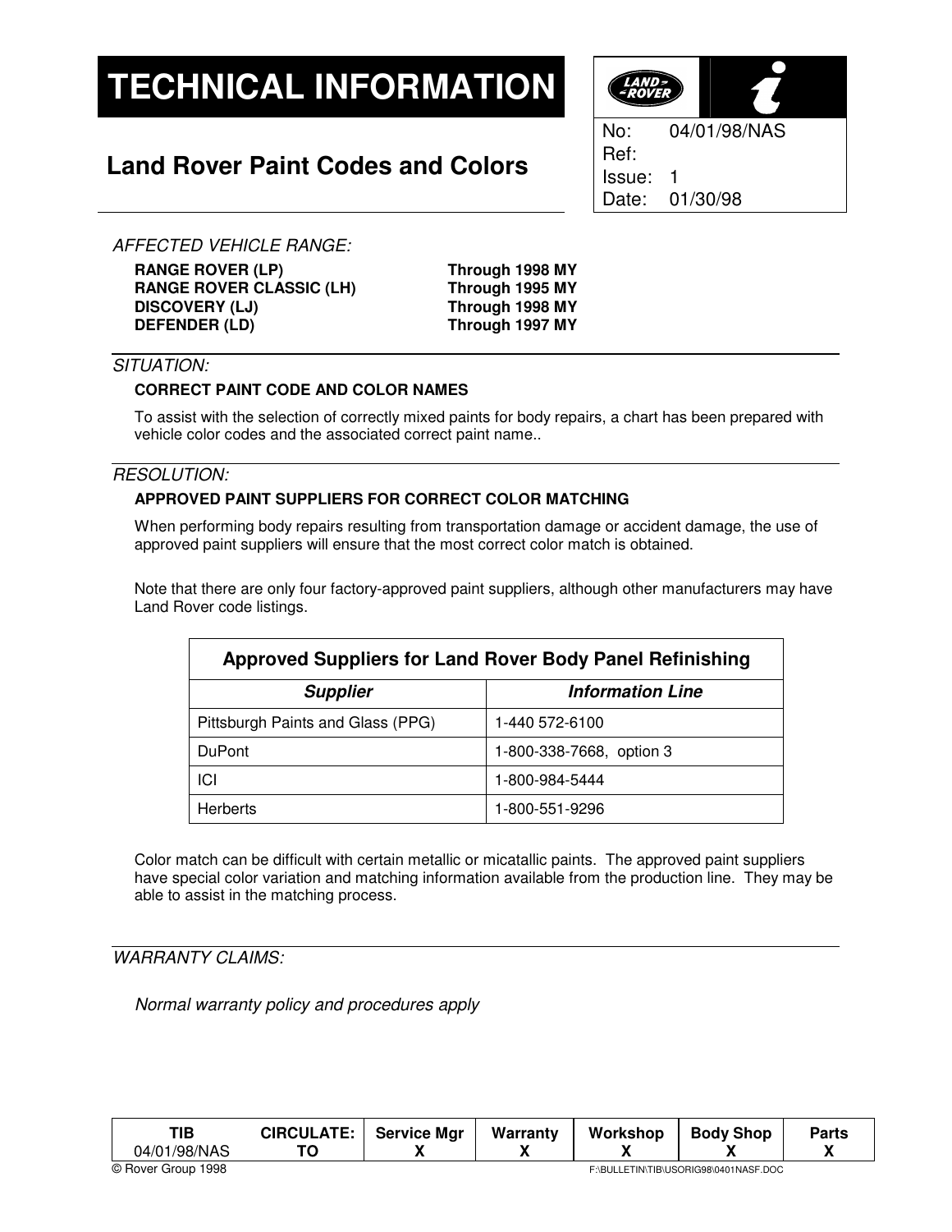# TECHNICAL INFORMATION

## Land Rover Paint Codes and Colors

| | |
|---|---|
| No: | 04/01/98/NAS |
| Ref: | |
| Issue: | 1 |
| Date: | 01/30/98 |

*AFFECTED VEHICLE RANGE:*

| | |
|---|---|
| **RANGE ROVER (LP)** | **Through 1998 MY** |
| **RANGE ROVER CLASSIC (LH)** | **Through 1995 MY** |
| **DISCOVERY (LJ)** | **Through 1998 MY** |
| **DEFENDER (LD)** | **Through 1997 MY** |

*SITUATION:*

**CORRECT PAINT CODE AND COLOR NAMES**

To assist with the selection of correctly mixed paints for body repairs, a chart has been prepared with vehicle color codes and the associated correct paint name..

*RESOLUTION:*

**APPROVED PAINT SUPPLIERS FOR CORRECT COLOR MATCHING**

When performing body repairs resulting from transportation damage or accident damage, the use of approved paint suppliers will ensure that the most correct color match is obtained.

Note that there are only four factory-approved paint suppliers, although other manufacturers may have Land Rover code listings.

| **Approved Suppliers for Land Rover Body Panel Refinishing** | |
|---|---|
| ***Supplier*** | ***Information Line*** |
| Pittsburgh Paints and Glass (PPG) | 1-440 572-6100 |
| DuPont | 1-800-338-7668, option 3 |
| ICI | 1-800-984-5444 |
| Herberts | 1-800-551-9296 |

Color match can be difficult with certain metallic or micatallic paints. The approved paint suppliers have special color variation and matching information available from the production line. They may be able to assist in the matching process.

*WARRANTY CLAIMS:*

*Normal warranty policy and procedures apply*

| TIB 04/01/98/NAS | CIRCULATE: TO | Service Mgr X | Warranty X | Workshop X | Body Shop X | Parts X |
|---|---|---|---|---|---|---|

© Rover Group 1998 F:\BULLETIN\TIB\USORIG98\0401NASF.DOC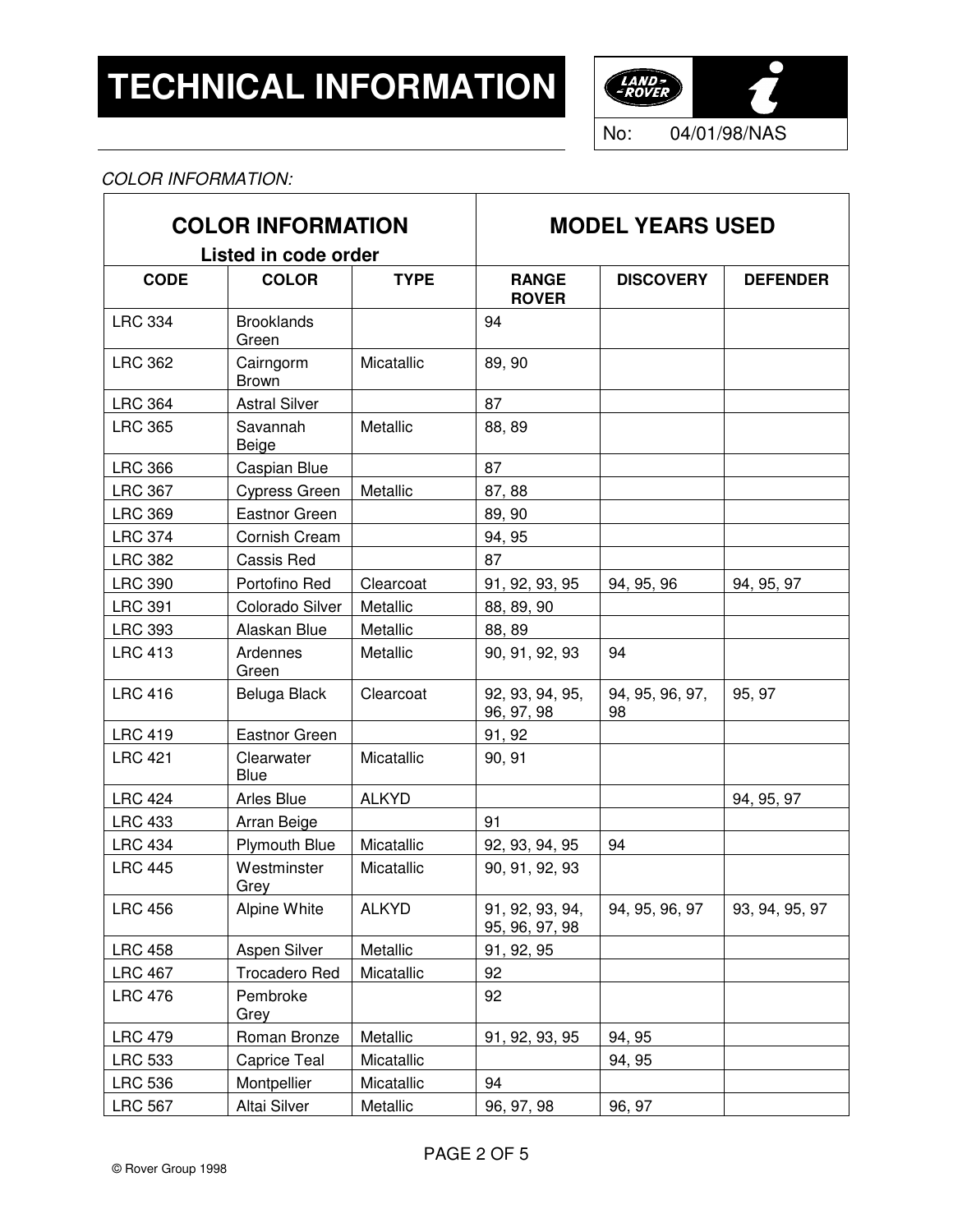# TECHNICAL INFORMATION

No: 04/01/98/NAS

*COLOR INFORMATION:*

| COLOR INFORMATION Listed in code order | | | MODEL YEARS USED | | |
|---|---|---|---|---|---|
| **CODE** | **COLOR** | **TYPE** | **RANGE ROVER** | **DISCOVERY** | **DEFENDER** |
| LRC 334 | Brooklands Green | | 94 | | |
| LRC 362 | Cairngorm Brown | Micatallic | 89, 90 | | |
| LRC 364 | Astral Silver | | 87 | | |
| LRC 365 | Savannah Beige | Metallic | 88, 89 | | |
| LRC 366 | Caspian Blue | | 87 | | |
| LRC 367 | Cypress Green | Metallic | 87, 88 | | |
| LRC 369 | Eastnor Green | | 89, 90 | | |
| LRC 374 | Cornish Cream | | 94, 95 | | |
| LRC 382 | Cassis Red | | 87 | | |
| LRC 390 | Portofino Red | Clearcoat | 91, 92, 93, 95 | 94, 95, 96 | 94, 95, 97 |
| LRC 391 | Colorado Silver | Metallic | 88, 89, 90 | | |
| LRC 393 | Alaskan Blue | Metallic | 88, 89 | | |
| LRC 413 | Ardennes Green | Metallic | 90, 91, 92, 93 | 94 | |
| LRC 416 | Beluga Black | Clearcoat | 92, 93, 94, 95, 96, 97, 98 | 94, 95, 96, 97, 98 | 95, 97 |
| LRC 419 | Eastnor Green | | 91, 92 | | |
| LRC 421 | Clearwater Blue | Micatallic | 90, 91 | | |
| LRC 424 | Arles Blue | ALKYD | | | 94, 95, 97 |
| LRC 433 | Arran Beige | | 91 | | |
| LRC 434 | Plymouth Blue | Micatallic | 92, 93, 94, 95 | 94 | |
| LRC 445 | Westminster Grey | Micatallic | 90, 91, 92, 93 | | |
| LRC 456 | Alpine White | ALKYD | 91, 92, 93, 94, 95, 96, 97, 98 | 94, 95, 96, 97 | 93, 94, 95, 97 |
| LRC 458 | Aspen Silver | Metallic | 91, 92, 95 | | |
| LRC 467 | Trocadero Red | Micatallic | 92 | | |
| LRC 476 | Pembroke Grey | | 92 | | |
| LRC 479 | Roman Bronze | Metallic | 91, 92, 93, 95 | 94, 95 | |
| LRC 533 | Caprice Teal | Micatallic | | 94, 95 | |
| LRC 536 | Montpellier | Micatallic | 94 | | |
| LRC 567 | Altai Silver | Metallic | 96, 97, 98 | 96, 97 | |

© Rover Group 1998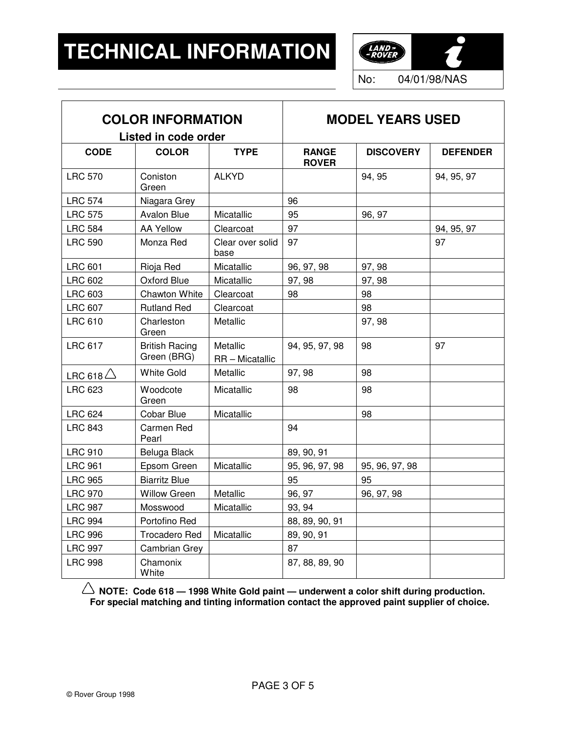# TECHNICAL INFORMATION

No: 04/01/98/NAS

| COLOR INFORMATION Listed in code order | | | MODEL YEARS USED | | |
|---|---|---|---|---|---|
| **CODE** | **COLOR** | **TYPE** | **RANGE ROVER** | **DISCOVERY** | **DEFENDER** |
| LRC 570 | Coniston Green | ALKYD | | 94, 95 | 94, 95, 97 |
| LRC 574 | Niagara Grey | | 96 | | |
| LRC 575 | Avalon Blue | Micatallic | 95 | 96, 97 | |
| LRC 584 | AA Yellow | Clearcoat | 97 | | 94, 95, 97 |
| LRC 590 | Monza Red | Clear over solid base | 97 | | 97 |
| LRC 601 | Rioja Red | Micatallic | 96, 97, 98 | 97, 98 | |
| LRC 602 | Oxford Blue | Micatallic | 97, 98 | 97, 98 | |
| LRC 603 | Chawton White | Clearcoat | 98 | 98 | |
| LRC 607 | Rutland Red | Clearcoat | | 98 | |
| LRC 610 | Charleston Green | Metallic | | 97, 98 | |
| LRC 617 | British Racing Green (BRG) | Metallic RR – Micatallic | 94, 95, 97, 98 | 98 | 97 |
| LRC 618 △ | White Gold | Metallic | 97, 98 | 98 | |
| LRC 623 | Woodcote Green | Micatallic | 98 | 98 | |
| LRC 624 | Cobar Blue | Micatallic | | 98 | |
| LRC 843 | Carmen Red Pearl | | 94 | | |
| LRC 910 | Beluga Black | | 89, 90, 91 | | |
| LRC 961 | Epsom Green | Micatallic | 95, 96, 97, 98 | 95, 96, 97, 98 | |
| LRC 965 | Biarritz Blue | | 95 | 95 | |
| LRC 970 | Willow Green | Metallic | 96, 97 | 96, 97, 98 | |
| LRC 987 | Mosswood | Micatallic | 93, 94 | | |
| LRC 994 | Portofino Red | | 88, 89, 90, 91 | | |
| LRC 996 | Trocadero Red | Micatallic | 89, 90, 91 | | |
| LRC 997 | Cambrian Grey | | 87 | | |
| LRC 998 | Chamonix White | | 87, 88, 89, 90 | | |

△ **NOTE: Code 618 — 1998 White Gold paint — underwent a color shift during production. For special matching and tinting information contact the approved paint supplier of choice.**

© Rover Group 1998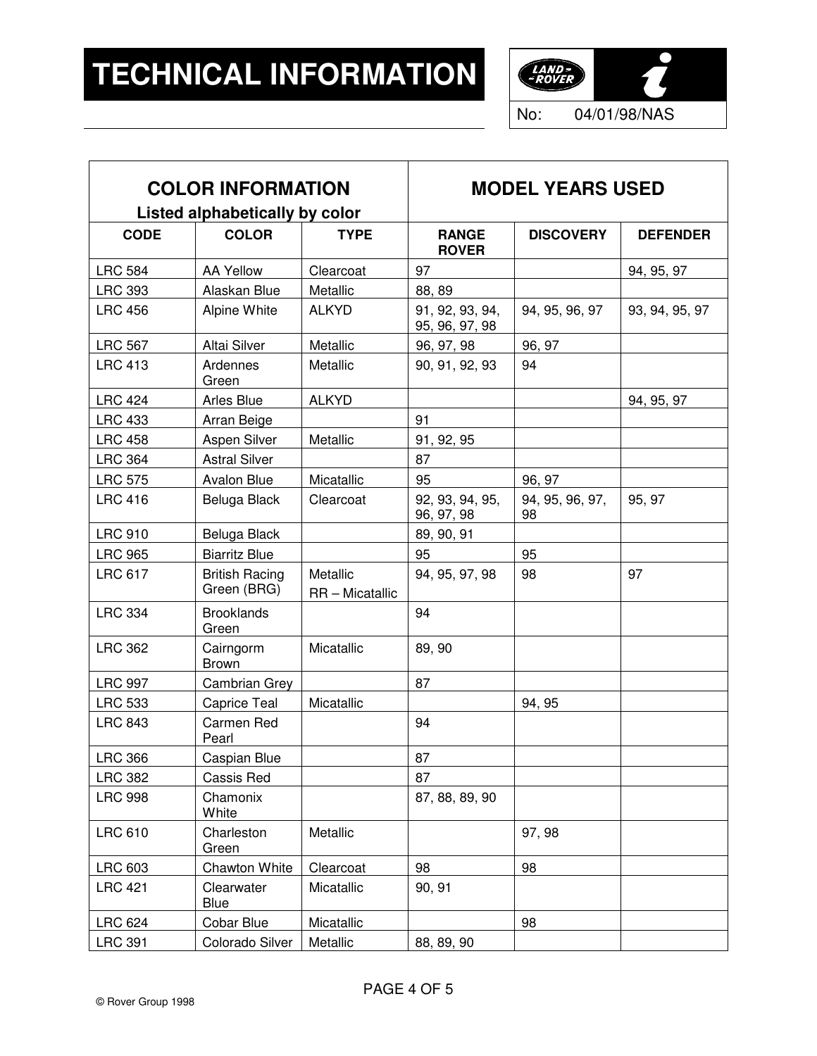# TECHNICAL INFORMATION

No: 04/01/98/NAS

| COLOR INFORMATION Listed alphabetically by color | | | MODEL YEARS USED | | |
|---|---|---|---|---|---|
| CODE | COLOR | TYPE | RANGE ROVER | DISCOVERY | DEFENDER |
| LRC 584 | AA Yellow | Clearcoat | 97 | | 94, 95, 97 |
| LRC 393 | Alaskan Blue | Metallic | 88, 89 | | |
| LRC 456 | Alpine White | ALKYD | 91, 92, 93, 94, 95, 96, 97, 98 | 94, 95, 96, 97 | 93, 94, 95, 97 |
| LRC 567 | Altai Silver | Metallic | 96, 97, 98 | 96, 97 | |
| LRC 413 | Ardennes Green | Metallic | 90, 91, 92, 93 | 94 | |
| LRC 424 | Arles Blue | ALKYD | | | 94, 95, 97 |
| LRC 433 | Arran Beige | | 91 | | |
| LRC 458 | Aspen Silver | Metallic | 91, 92, 95 | | |
| LRC 364 | Astral Silver | | 87 | | |
| LRC 575 | Avalon Blue | Micatallic | 95 | 96, 97 | |
| LRC 416 | Beluga Black | Clearcoat | 92, 93, 94, 95, 96, 97, 98 | 94, 95, 96, 97, 98 | 95, 97 |
| LRC 910 | Beluga Black | | 89, 90, 91 | | |
| LRC 965 | Biarritz Blue | | 95 | 95 | |
| LRC 617 | British Racing Green (BRG) | Metallic RR – Micatallic | 94, 95, 97, 98 | 98 | 97 |
| LRC 334 | Brooklands Green | | 94 | | |
| LRC 362 | Cairngorm Brown | Micatallic | 89, 90 | | |
| LRC 997 | Cambrian Grey | | 87 | | |
| LRC 533 | Caprice Teal | Micatallic | | 94, 95 | |
| LRC 843 | Carmen Red Pearl | | 94 | | |
| LRC 366 | Caspian Blue | | 87 | | |
| LRC 382 | Cassis Red | | 87 | | |
| LRC 998 | Chamonix White | | 87, 88, 89, 90 | | |
| LRC 610 | Charleston Green | Metallic | | 97, 98 | |
| LRC 603 | Chawton White | Clearcoat | 98 | 98 | |
| LRC 421 | Clearwater Blue | Micatallic | 90, 91 | | |
| LRC 624 | Cobar Blue | Micatallic | | 98 | |
| LRC 391 | Colorado Silver | Metallic | 88, 89, 90 | | |

© Rover Group 1998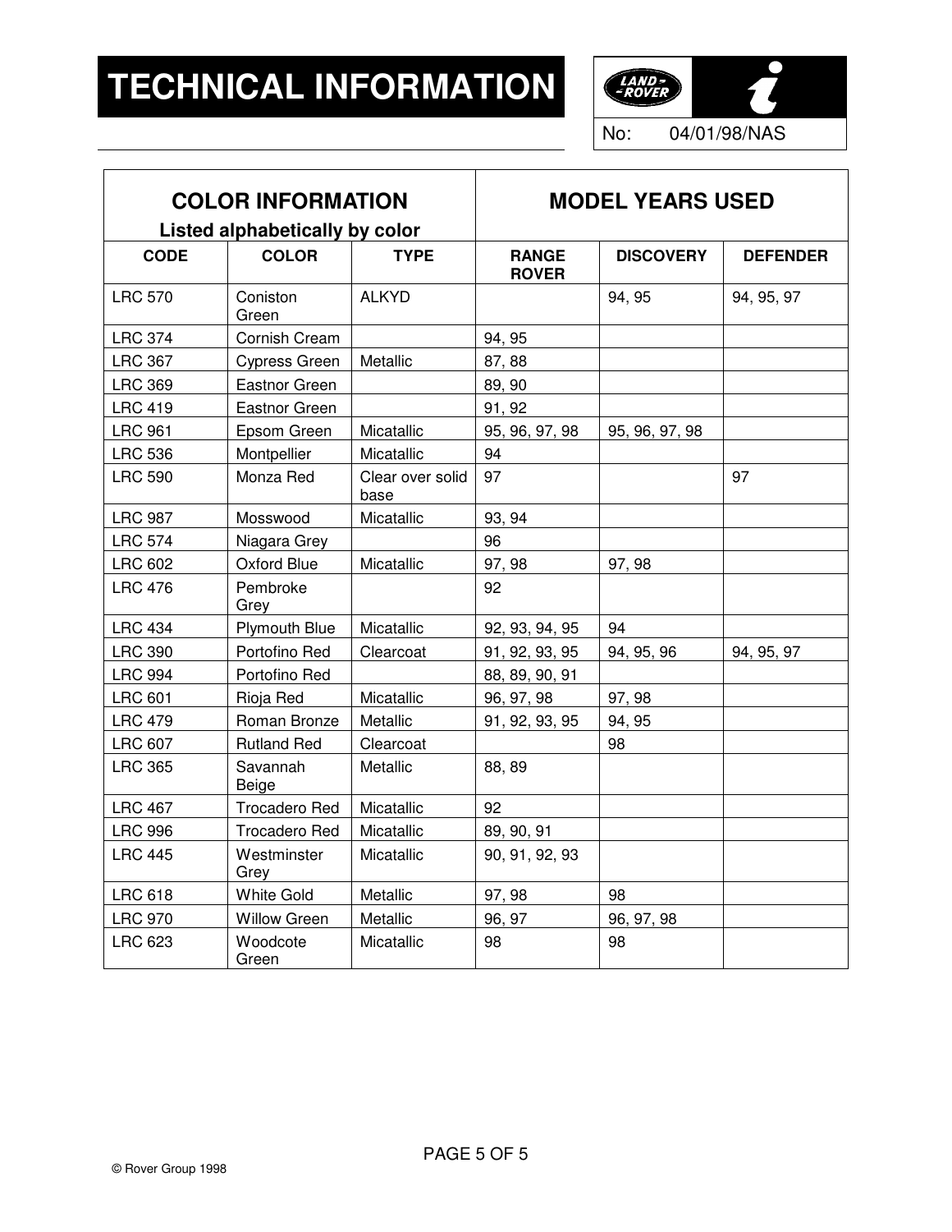# TECHNICAL INFORMATION

No: 04/01/98/NAS

| COLOR INFORMATION Listed alphabetically by color | | | MODEL YEARS USED | | |
|---|---|---|---|---|---|
| CODE | COLOR | TYPE | RANGE ROVER | DISCOVERY | DEFENDER |
| LRC 570 | Coniston Green | ALKYD | | 94, 95 | 94, 95, 97 |
| LRC 374 | Cornish Cream | | 94, 95 | | |
| LRC 367 | Cypress Green | Metallic | 87, 88 | | |
| LRC 369 | Eastnor Green | | 89, 90 | | |
| LRC 419 | Eastnor Green | | 91, 92 | | |
| LRC 961 | Epsom Green | Micatallic | 95, 96, 97, 98 | 95, 96, 97, 98 | |
| LRC 536 | Montpellier | Micatallic | 94 | | |
| LRC 590 | Monza Red | Clear over solid base | 97 | | 97 |
| LRC 987 | Mosswood | Micatallic | 93, 94 | | |
| LRC 574 | Niagara Grey | | 96 | | |
| LRC 602 | Oxford Blue | Micatallic | 97, 98 | 97, 98 | |
| LRC 476 | Pembroke Grey | | 92 | | |
| LRC 434 | Plymouth Blue | Micatallic | 92, 93, 94, 95 | 94 | |
| LRC 390 | Portofino Red | Clearcoat | 91, 92, 93, 95 | 94, 95, 96 | 94, 95, 97 |
| LRC 994 | Portofino Red | | 88, 89, 90, 91 | | |
| LRC 601 | Rioja Red | Micatallic | 96, 97, 98 | 97, 98 | |
| LRC 479 | Roman Bronze | Metallic | 91, 92, 93, 95 | 94, 95 | |
| LRC 607 | Rutland Red | Clearcoat | | 98 | |
| LRC 365 | Savannah Beige | Metallic | 88, 89 | | |
| LRC 467 | Trocadero Red | Micatallic | 92 | | |
| LRC 996 | Trocadero Red | Micatallic | 89, 90, 91 | | |
| LRC 445 | Westminster Grey | Micatallic | 90, 91, 92, 93 | | |
| LRC 618 | White Gold | Metallic | 97, 98 | 98 | |
| LRC 970 | Willow Green | Metallic | 96, 97 | 96, 97, 98 | |
| LRC 623 | Woodcote Green | Micatallic | 98 | 98 | |

© Rover Group 1998